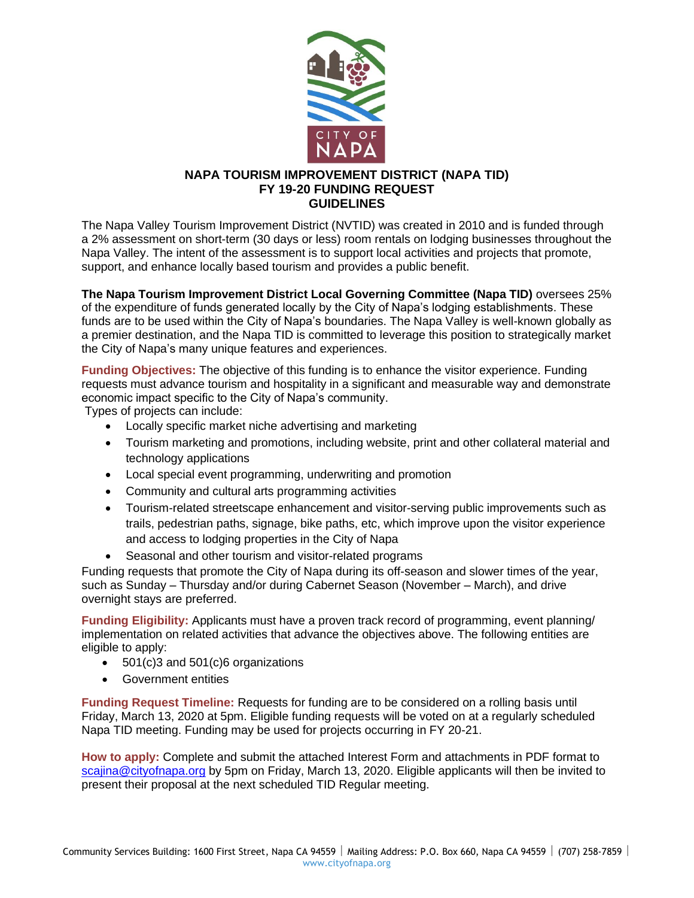# NAPA TOURISM IMPROVEMENT DISTRICT (NAPA TID)
## FY 19-20 FUNDING REQUEST
## GUIDELINES

The Napa Valley Tourism Improvement District (NVTID) was created in 2010 and is funded through a 2% assessment on short-term (30 days or less) room rentals on lodging businesses throughout the Napa Valley. The intent of the assessment is to support local activities and projects that promote, support, and enhance locally based tourism and provides a public benefit.

**The Napa Tourism Improvement District Local Governing Committee (Napa TID)** oversees 25% of the expenditure of funds generated locally by the City of Napa's lodging establishments. These funds are to be used within the City of Napa's boundaries. The Napa Valley is well-known globally as a premier destination, and the Napa TID is committed to leverage this position to strategically market the City of Napa's many unique features and experiences.

**Funding Objectives:** The objective of this funding is to enhance the visitor experience. Funding requests must advance tourism and hospitality in a significant and measurable way and demonstrate economic impact specific to the City of Napa's community.

Types of projects can include:

- Locally specific market niche advertising and marketing
- Tourism marketing and promotions, including website, print and other collateral material and technology applications
- Local special event programming, underwriting and promotion
- Community and cultural arts programming activities
- Tourism-related streetscape enhancement and visitor-serving public improvements such as trails, pedestrian paths, signage, bike paths, etc, which improve upon the visitor experience and access to lodging properties in the City of Napa
- Seasonal and other tourism and visitor-related programs

Funding requests that promote the City of Napa during its off-season and slower times of the year, such as Sunday – Thursday and/or during Cabernet Season (November – March), and drive overnight stays are preferred.

**Funding Eligibility:** Applicants must have a proven track record of programming, event planning/ implementation on related activities that advance the objectives above. The following entities are eligible to apply:

- 501(c)3 and 501(c)6 organizations
- Government entities

**Funding Request Timeline:** Requests for funding are to be considered on a rolling basis until Friday, March 13, 2020 at 5pm. Eligible funding requests will be voted on at a regularly scheduled Napa TID meeting. Funding may be used for projects occurring in FY 20-21.

**How to apply:** Complete and submit the attached Interest Form and attachments in PDF format to scajina@cityofnapa.org by 5pm on Friday, March 13, 2020. Eligible applicants will then be invited to present their proposal at the next scheduled TID Regular meeting.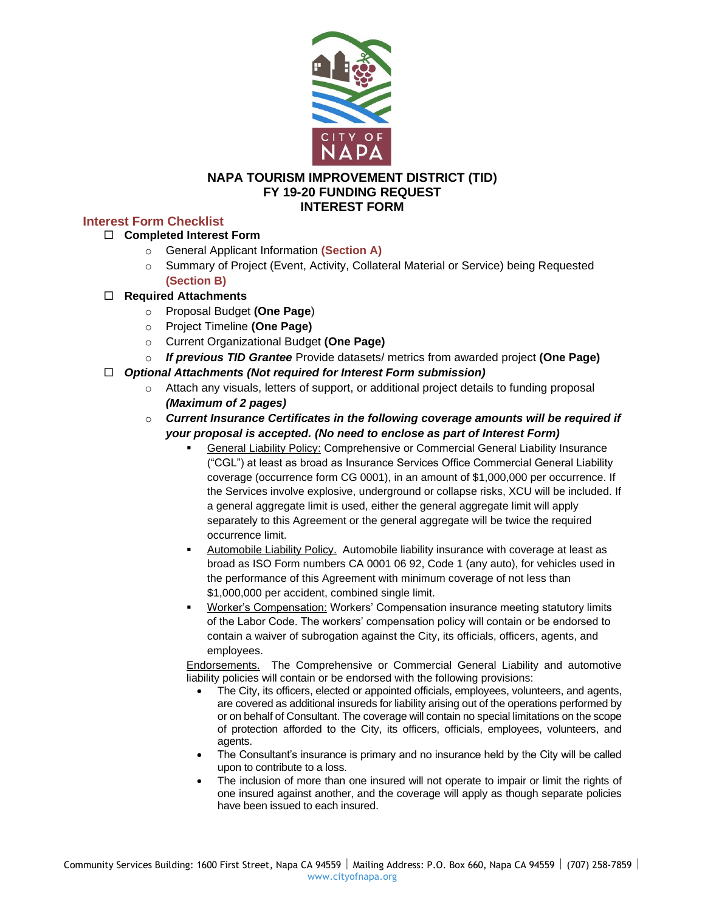**NAPA TOURISM IMPROVEMENT DISTRICT (TID)**
**FY 19-20 FUNDING REQUEST**
**INTEREST FORM**

## Interest Form Checklist

- ☐ **Completed Interest Form**
  - General Applicant Information **(Section A)**
  - Summary of Project (Event, Activity, Collateral Material or Service) being Requested **(Section B)**
- ☐ **Required Attachments**
  - Proposal Budget **(One Page**)
  - Project Timeline **(One Page)**
  - Current Organizational Budget **(One Page)**
  - ***If previous TID Grantee*** Provide datasets/ metrics from awarded project **(One Page)**
- ☐ ***Optional Attachments (Not required for Interest Form submission)***
  - Attach any visuals, letters of support, or additional project details to funding proposal ***(Maximum of 2 pages)***
  - ***Current Insurance Certificates in the following coverage amounts will be required if your proposal is accepted. (No need to enclose as part of Interest Form)***
    - General Liability Policy: Comprehensive or Commercial General Liability Insurance ("CGL") at least as broad as Insurance Services Office Commercial General Liability coverage (occurrence form CG 0001), in an amount of $1,000,000 per occurrence. If the Services involve explosive, underground or collapse risks, XCU will be included. If a general aggregate limit is used, either the general aggregate limit will apply separately to this Agreement or the general aggregate will be twice the required occurrence limit.
    - Automobile Liability Policy. Automobile liability insurance with coverage at least as broad as ISO Form numbers CA 0001 06 92, Code 1 (any auto), for vehicles used in the performance of this Agreement with minimum coverage of not less than $1,000,000 per accident, combined single limit.
    - Worker's Compensation: Workers' Compensation insurance meeting statutory limits of the Labor Code. The workers' compensation policy will contain or be endorsed to contain a waiver of subrogation against the City, its officials, officers, agents, and employees.

    Endorsements. The Comprehensive or Commercial General Liability and automotive liability policies will contain or be endorsed with the following provisions:

    - The City, its officers, elected or appointed officials, employees, volunteers, and agents, are covered as additional insureds for liability arising out of the operations performed by or on behalf of Consultant. The coverage will contain no special limitations on the scope of protection afforded to the City, its officers, officials, employees, volunteers, and agents.
    - The Consultant's insurance is primary and no insurance held by the City will be called upon to contribute to a loss.
    - The inclusion of more than one insured will not operate to impair or limit the rights of one insured against another, and the coverage will apply as though separate policies have been issued to each insured.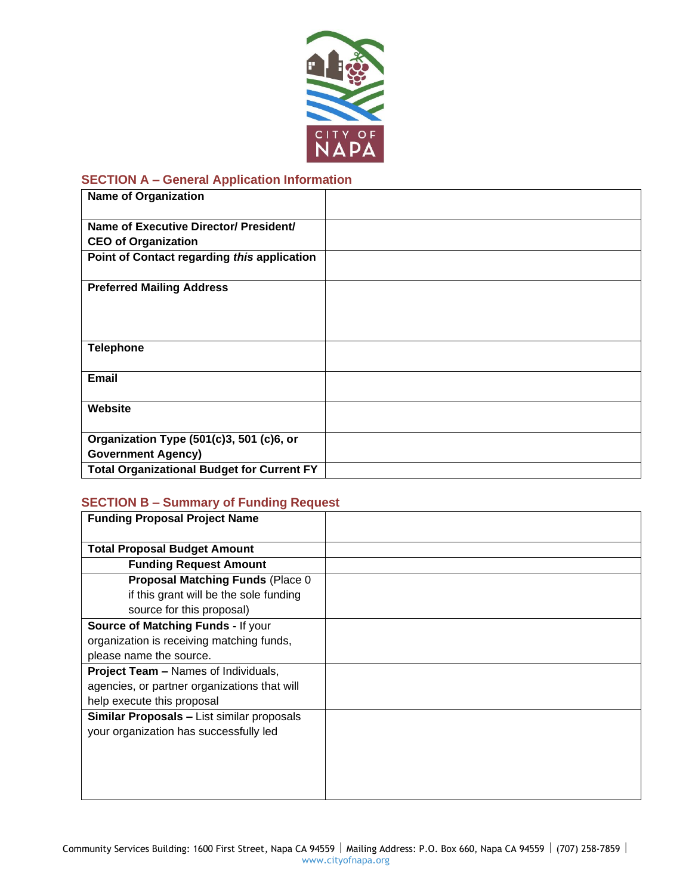CITY OF NAPA

## SECTION A – General Application Information

| | |
|---|---|
| **Name of Organization** | |
| **Name of Executive Director/ President/ CEO of Organization** | |
| **Point of Contact regarding *this* application** | |
| **Preferred Mailing Address** | |
| **Telephone** | |
| **Email** | |
| **Website** | |
| **Organization Type (501(c)3, 501 (c)6, or Government Agency)** | |
| **Total Organizational Budget for Current FY** | |

## SECTION B – Summary of Funding Request

| | |
|---|---|
| **Funding Proposal Project Name** | |
| **Total Proposal Budget Amount** | |
| **Funding Request Amount** | |
| **Proposal Matching Funds** (Place 0 if this grant will be the sole funding source for this proposal) | |
| **Source of Matching Funds -** If your organization is receiving matching funds, please name the source. | |
| **Project Team –** Names of Individuals, agencies, or partner organizations that will help execute this proposal | |
| **Similar Proposals –** List similar proposals your organization has successfully led | |

Community Services Building: 1600 First Street, Napa CA 94559 | Mailing Address: P.O. Box 660, Napa CA 94559 | (707) 258-7859 | www.cityofnapa.org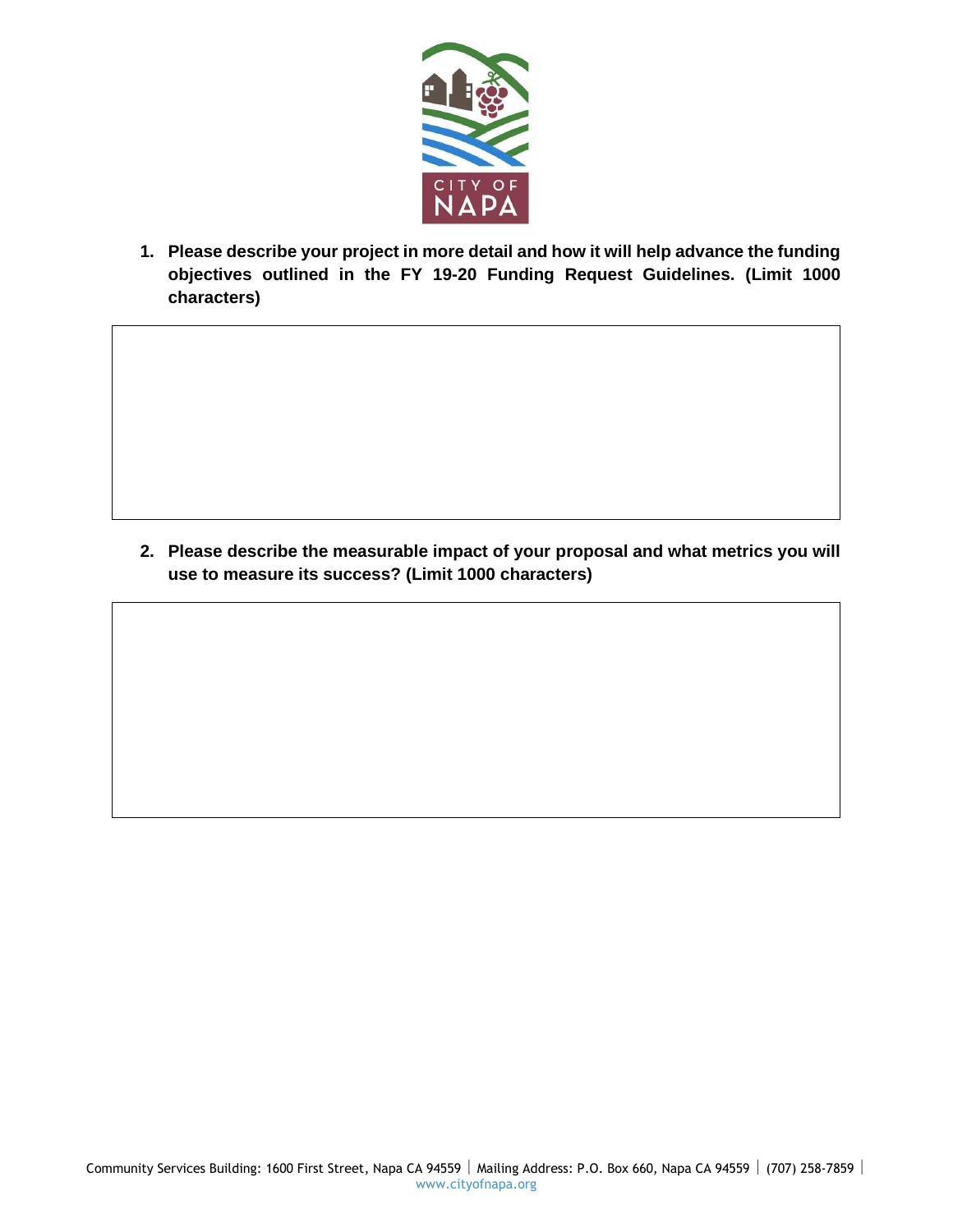1. **Please describe your project in more detail and how it will help advance the funding objectives outlined in the FY 19-20 Funding Request Guidelines. (Limit 1000 characters)**

2. **Please describe the measurable impact of your proposal and what metrics you will use to measure its success? (Limit 1000 characters)**

Community Services Building: 1600 First Street, Napa CA 94559 | Mailing Address: P.O. Box 660, Napa CA 94559 | (707) 258-7859 |
www.cityofnapa.org